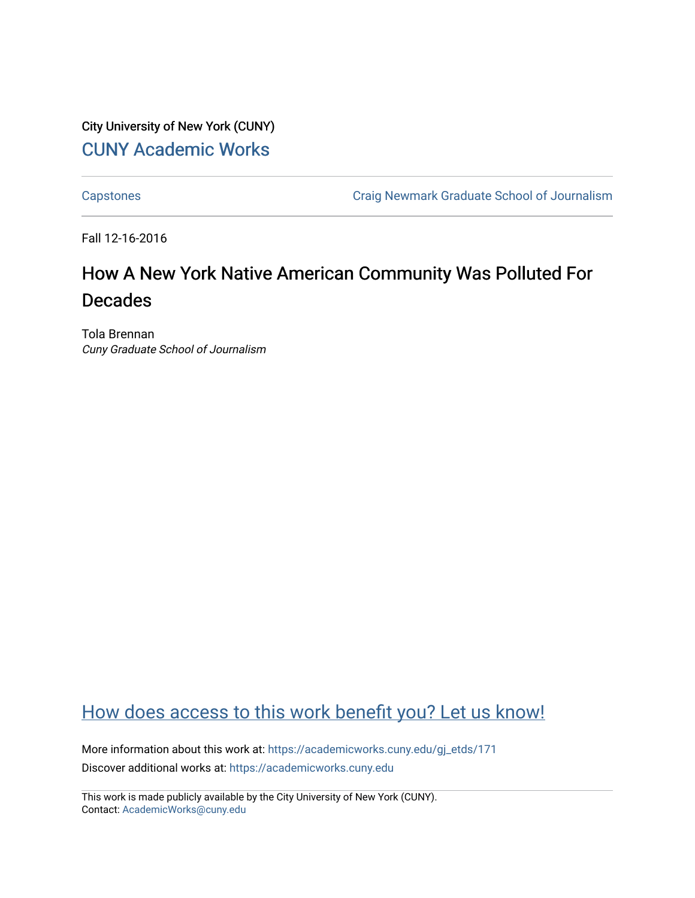City University of New York (CUNY)

CUNY Academic Works

Capstones

Craig Newmark Graduate School of Journalism

Fall 12-16-2016

# How A New York Native American Community Was Polluted For Decades

Tola Brennan
*Cuny Graduate School of Journalism*

How does access to this work benefit you? Let us know!

More information about this work at: https://academicworks.cuny.edu/gj_etds/171

Discover additional works at: https://academicworks.cuny.edu

This work is made publicly available by the City University of New York (CUNY).
Contact: AcademicWorks@cuny.edu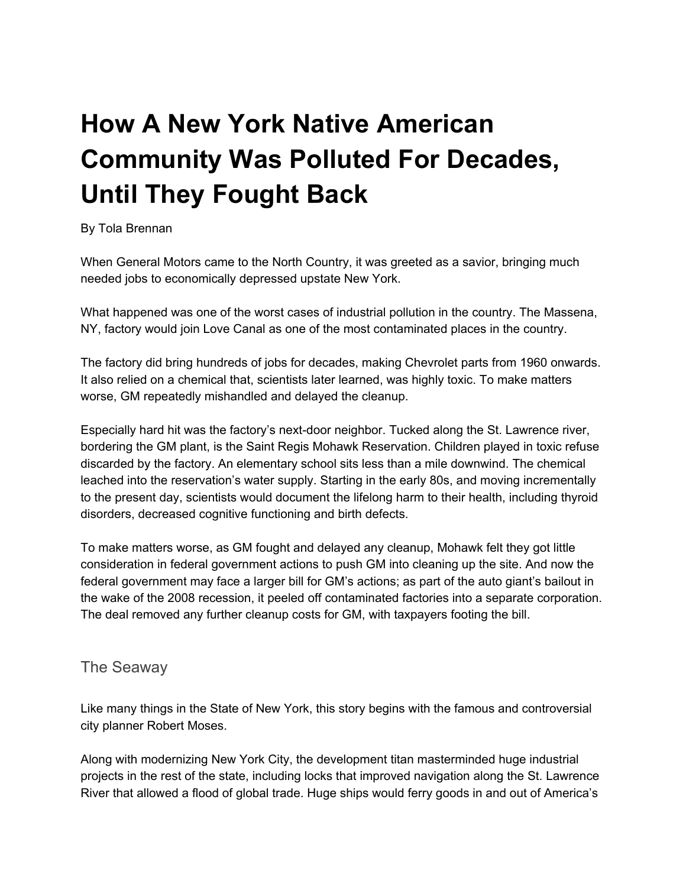# How A New York Native American Community Was Polluted For Decades, Until They Fought Back

By Tola Brennan

When General Motors came to the North Country, it was greeted as a savior, bringing much needed jobs to economically depressed upstate New York.

What happened was one of the worst cases of industrial pollution in the country. The Massena, NY, factory would join Love Canal as one of the most contaminated places in the country.

The factory did bring hundreds of jobs for decades, making Chevrolet parts from 1960 onwards. It also relied on a chemical that, scientists later learned, was highly toxic. To make matters worse, GM repeatedly mishandled and delayed the cleanup.

Especially hard hit was the factory's next-door neighbor. Tucked along the St. Lawrence river, bordering the GM plant, is the Saint Regis Mohawk Reservation. Children played in toxic refuse discarded by the factory. An elementary school sits less than a mile downwind. The chemical leached into the reservation's water supply. Starting in the early 80s, and moving incrementally to the present day, scientists would document the lifelong harm to their health, including thyroid disorders, decreased cognitive functioning and birth defects.

To make matters worse, as GM fought and delayed any cleanup, Mohawk felt they got little consideration in federal government actions to push GM into cleaning up the site. And now the federal government may face a larger bill for GM's actions; as part of the auto giant's bailout in the wake of the 2008 recession, it peeled off contaminated factories into a separate corporation. The deal removed any further cleanup costs for GM, with taxpayers footing the bill.

## The Seaway

Like many things in the State of New York, this story begins with the famous and controversial city planner Robert Moses.

Along with modernizing New York City, the development titan masterminded huge industrial projects in the rest of the state, including locks that improved navigation along the St. Lawrence River that allowed a flood of global trade. Huge ships would ferry goods in and out of America's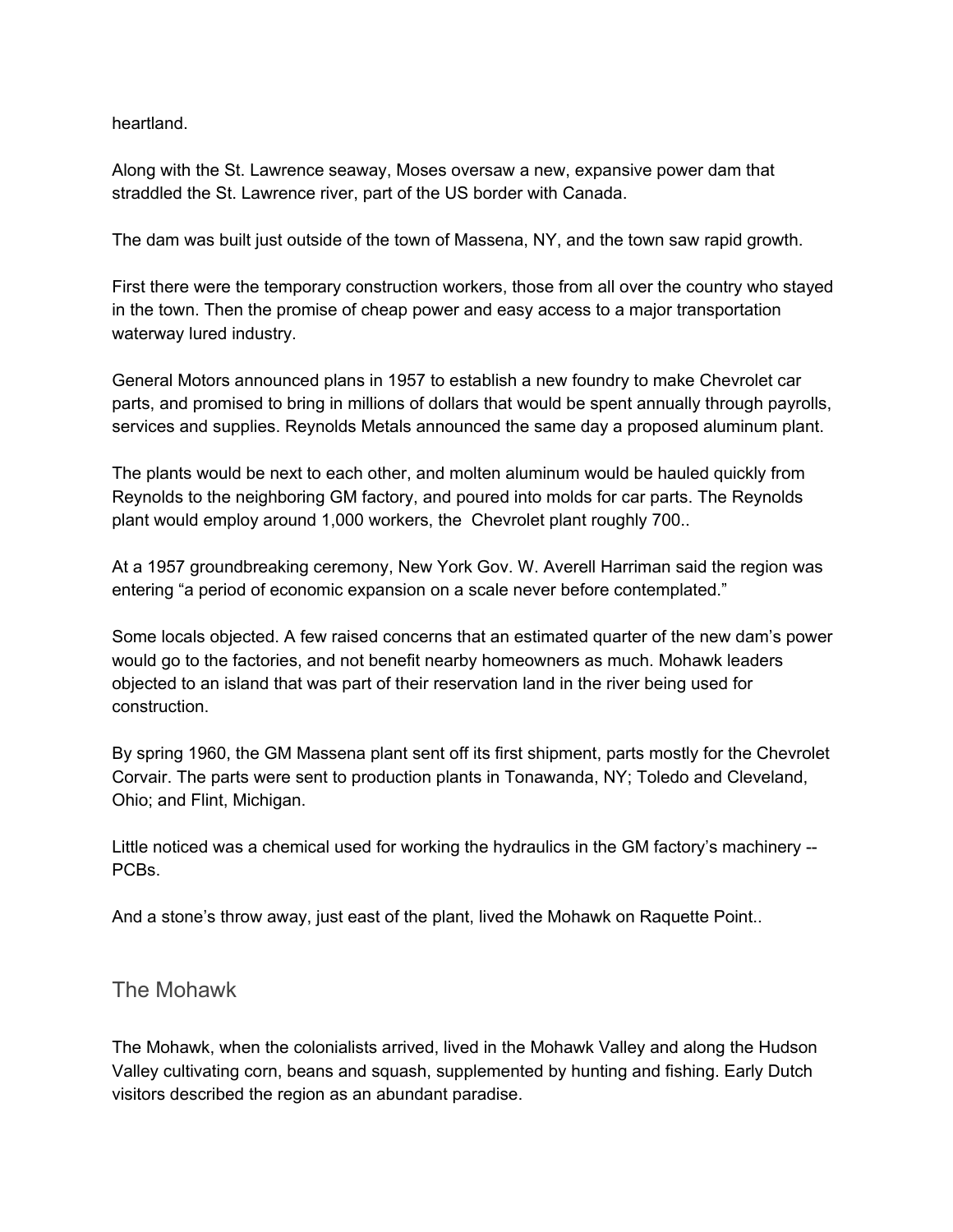heartland.

Along with the St. Lawrence seaway, Moses oversaw a new, expansive power dam that straddled the St. Lawrence river, part of the US border with Canada.

The dam was built just outside of the town of Massena, NY, and the town saw rapid growth.

First there were the temporary construction workers, those from all over the country who stayed in the town. Then the promise of cheap power and easy access to a major transportation waterway lured industry.

General Motors announced plans in 1957 to establish a new foundry to make Chevrolet car parts, and promised to bring in millions of dollars that would be spent annually through payrolls, services and supplies. Reynolds Metals announced the same day a proposed aluminum plant.

The plants would be next to each other, and molten aluminum would be hauled quickly from Reynolds to the neighboring GM factory, and poured into molds for car parts. The Reynolds plant would employ around 1,000 workers, the Chevrolet plant roughly 700..

At a 1957 groundbreaking ceremony, New York Gov. W. Averell Harriman said the region was entering “a period of economic expansion on a scale never before contemplated.”

Some locals objected. A few raised concerns that an estimated quarter of the new dam’s power would go to the factories, and not benefit nearby homeowners as much. Mohawk leaders objected to an island that was part of their reservation land in the river being used for construction.

By spring 1960, the GM Massena plant sent off its first shipment, parts mostly for the Chevrolet Corvair. The parts were sent to production plants in Tonawanda, NY; Toledo and Cleveland, Ohio; and Flint, Michigan.

Little noticed was a chemical used for working the hydraulics in the GM factory’s machinery -- PCBs.

And a stone’s throw away, just east of the plant, lived the Mohawk on Raquette Point..

## The Mohawk

The Mohawk, when the colonialists arrived, lived in the Mohawk Valley and along the Hudson Valley cultivating corn, beans and squash, supplemented by hunting and fishing. Early Dutch visitors described the region as an abundant paradise.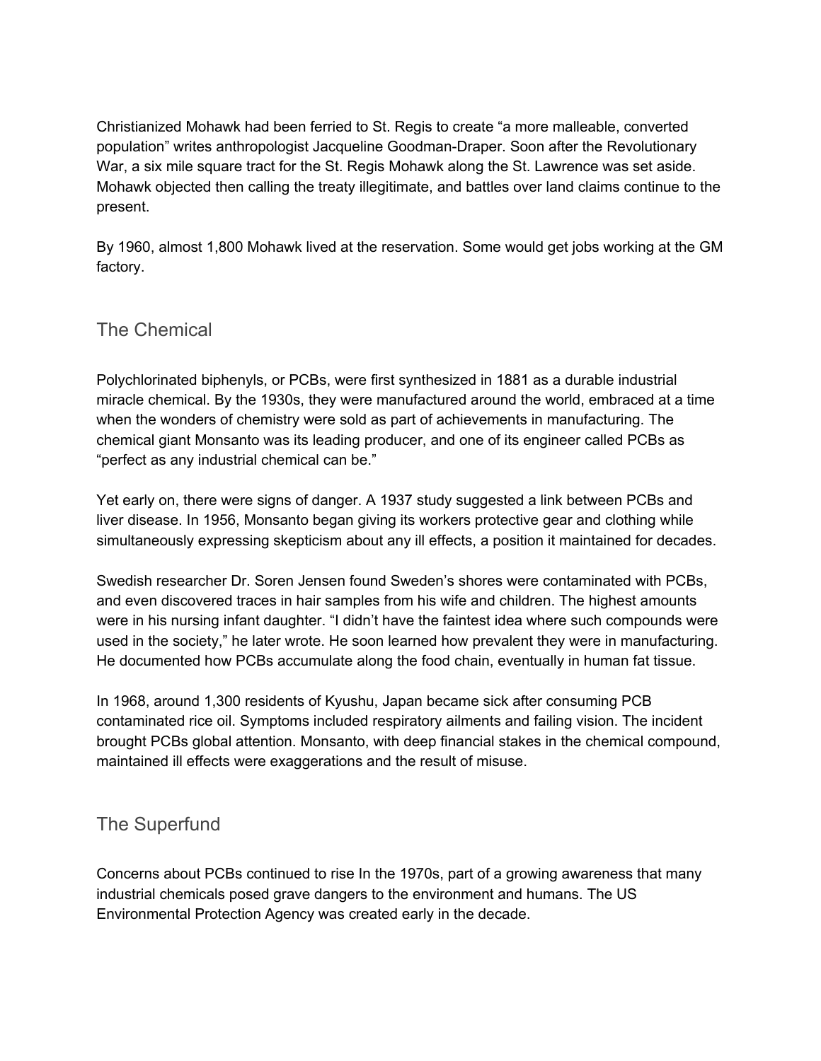Christianized Mohawk had been ferried to St. Regis to create "a more malleable, converted population" writes anthropologist Jacqueline Goodman-Draper. Soon after the Revolutionary War, a six mile square tract for the St. Regis Mohawk along the St. Lawrence was set aside. Mohawk objected then calling the treaty illegitimate, and battles over land claims continue to the present.

By 1960, almost 1,800 Mohawk lived at the reservation. Some would get jobs working at the GM factory.

## The Chemical

Polychlorinated biphenyls, or PCBs, were first synthesized in 1881 as a durable industrial miracle chemical. By the 1930s, they were manufactured around the world, embraced at a time when the wonders of chemistry were sold as part of achievements in manufacturing. The chemical giant Monsanto was its leading producer, and one of its engineer called PCBs as "perfect as any industrial chemical can be."

Yet early on, there were signs of danger. A 1937 study suggested a link between PCBs and liver disease. In 1956, Monsanto began giving its workers protective gear and clothing while simultaneously expressing skepticism about any ill effects, a position it maintained for decades.

Swedish researcher Dr. Soren Jensen found Sweden's shores were contaminated with PCBs, and even discovered traces in hair samples from his wife and children. The highest amounts were in his nursing infant daughter. "I didn't have the faintest idea where such compounds were used in the society," he later wrote. He soon learned how prevalent they were in manufacturing. He documented how PCBs accumulate along the food chain, eventually in human fat tissue.

In 1968, around 1,300 residents of Kyushu, Japan became sick after consuming PCB contaminated rice oil. Symptoms included respiratory ailments and failing vision. The incident brought PCBs global attention. Monsanto, with deep financial stakes in the chemical compound, maintained ill effects were exaggerations and the result of misuse.

## The Superfund

Concerns about PCBs continued to rise In the 1970s, part of a growing awareness that many industrial chemicals posed grave dangers to the environment and humans. The US Environmental Protection Agency was created early in the decade.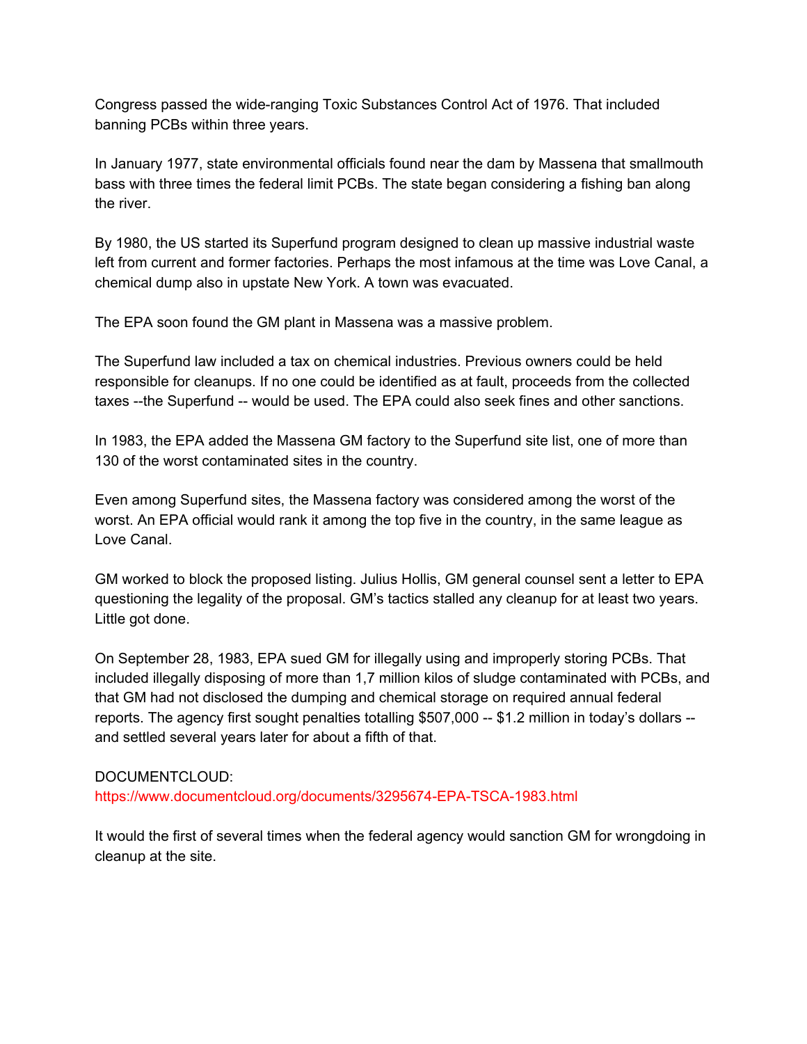Congress passed the wide-ranging Toxic Substances Control Act of 1976. That included banning PCBs within three years.

In January 1977, state environmental officials found near the dam by Massena that smallmouth bass with three times the federal limit PCBs. The state began considering a fishing ban along the river.

By 1980, the US started its Superfund program designed to clean up massive industrial waste left from current and former factories. Perhaps the most infamous at the time was Love Canal, a chemical dump also in upstate New York. A town was evacuated.

The EPA soon found the GM plant in Massena was a massive problem.

The Superfund law included a tax on chemical industries. Previous owners could be held responsible for cleanups. If no one could be identified as at fault, proceeds from the collected taxes --the Superfund -- would be used. The EPA could also seek fines and other sanctions.

In 1983, the EPA added the Massena GM factory to the Superfund site list, one of more than 130 of the worst contaminated sites in the country.

Even among Superfund sites, the Massena factory was considered among the worst of the worst. An EPA official would rank it among the top five in the country, in the same league as Love Canal.

GM worked to block the proposed listing. Julius Hollis, GM general counsel sent a letter to EPA questioning the legality of the proposal. GM's tactics stalled any cleanup for at least two years. Little got done.

On September 28, 1983, EPA sued GM for illegally using and improperly storing PCBs. That included illegally disposing of more than 1,7 million kilos of sludge contaminated with PCBs, and that GM had not disclosed the dumping and chemical storage on required annual federal reports. The agency first sought penalties totalling $507,000 -- $1.2 million in today's dollars -- and settled several years later for about a fifth of that.

DOCUMENTCLOUD:
https://www.documentcloud.org/documents/3295674-EPA-TSCA-1983.html

It would the first of several times when the federal agency would sanction GM for wrongdoing in cleanup at the site.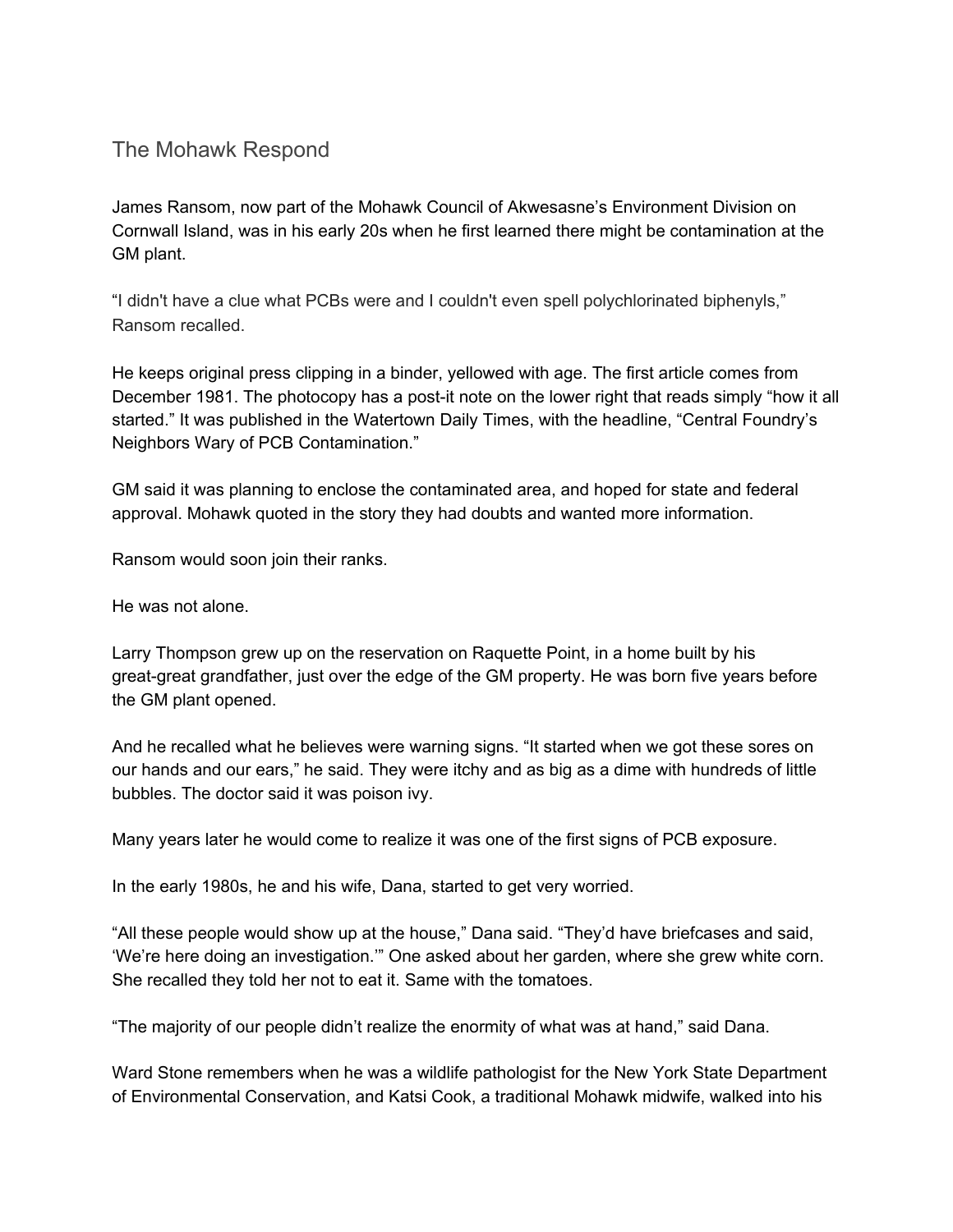## The Mohawk Respond

James Ransom, now part of the Mohawk Council of Akwesasne's Environment Division on Cornwall Island, was in his early 20s when he first learned there might be contamination at the GM plant.

"I didn't have a clue what PCBs were and I couldn't even spell polychlorinated biphenyls," Ransom recalled.

He keeps original press clipping in a binder, yellowed with age. The first article comes from December 1981. The photocopy has a post-it note on the lower right that reads simply "how it all started." It was published in the Watertown Daily Times, with the headline, "Central Foundry's Neighbors Wary of PCB Contamination."

GM said it was planning to enclose the contaminated area, and hoped for state and federal approval. Mohawk quoted in the story they had doubts and wanted more information.

Ransom would soon join their ranks.

He was not alone.

Larry Thompson grew up on the reservation on Raquette Point, in a home built by his great-great grandfather, just over the edge of the GM property. He was born five years before the GM plant opened.

And he recalled what he believes were warning signs. "It started when we got these sores on our hands and our ears," he said. They were itchy and as big as a dime with hundreds of little bubbles. The doctor said it was poison ivy.

Many years later he would come to realize it was one of the first signs of PCB exposure.

In the early 1980s, he and his wife, Dana, started to get very worried.

"All these people would show up at the house," Dana said. "They'd have briefcases and said, 'We're here doing an investigation.'" One asked about her garden, where she grew white corn. She recalled they told her not to eat it. Same with the tomatoes.

"The majority of our people didn't realize the enormity of what was at hand," said Dana.

Ward Stone remembers when he was a wildlife pathologist for the New York State Department of Environmental Conservation, and Katsi Cook, a traditional Mohawk midwife, walked into his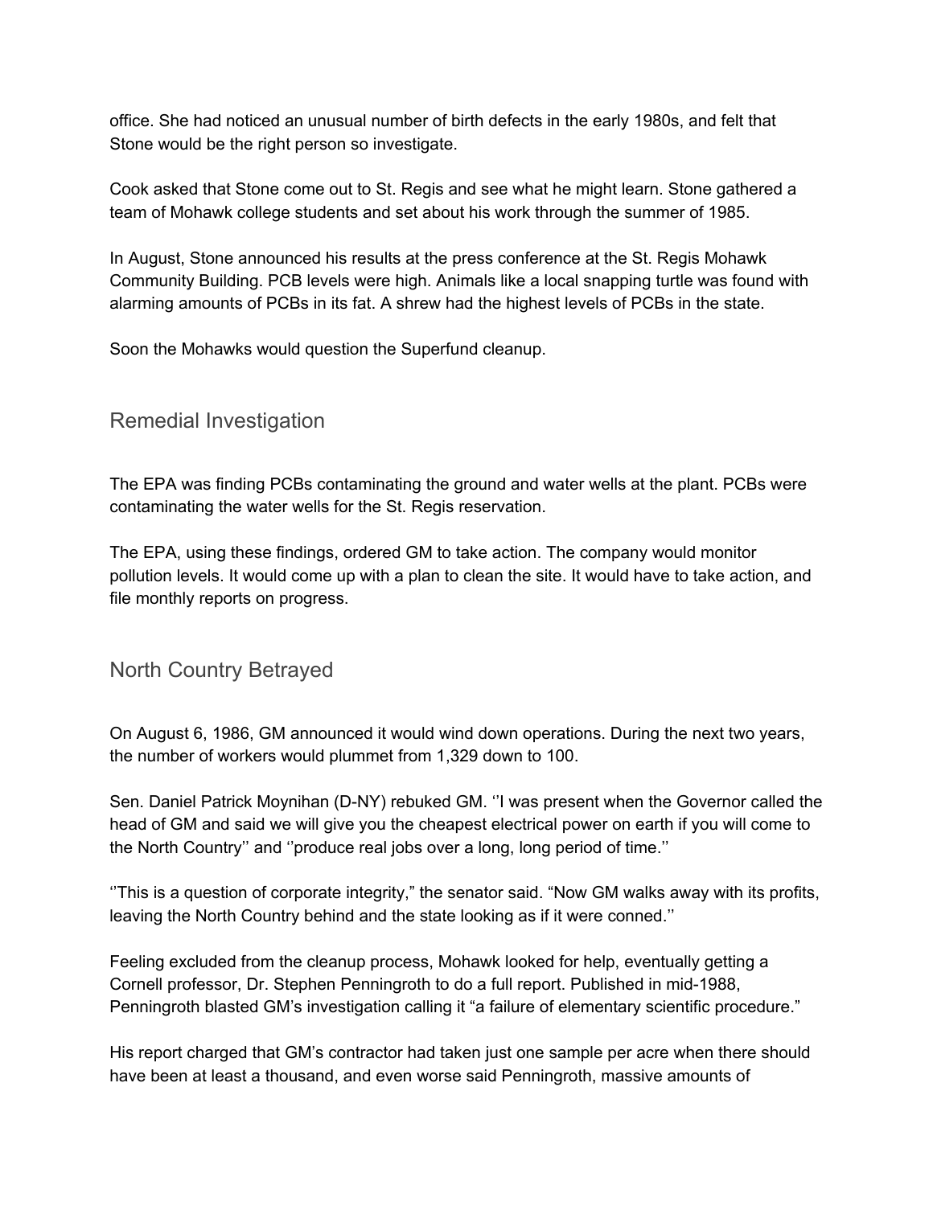office. She had noticed an unusual number of birth defects in the early 1980s, and felt that Stone would be the right person so investigate.

Cook asked that Stone come out to St. Regis and see what he might learn. Stone gathered a team of Mohawk college students and set about his work through the summer of 1985.

In August, Stone announced his results at the press conference at the St. Regis Mohawk Community Building. PCB levels were high. Animals like a local snapping turtle was found with alarming amounts of PCBs in its fat. A shrew had the highest levels of PCBs in the state.

Soon the Mohawks would question the Superfund cleanup.

## Remedial Investigation

The EPA was finding PCBs contaminating the ground and water wells at the plant. PCBs were contaminating the water wells for the St. Regis reservation.

The EPA, using these findings, ordered GM to take action. The company would monitor pollution levels. It would come up with a plan to clean the site. It would have to take action, and file monthly reports on progress.

## North Country Betrayed

On August 6, 1986, GM announced it would wind down operations. During the next two years, the number of workers would plummet from 1,329 down to 100.

Sen. Daniel Patrick Moynihan (D-NY) rebuked GM. ''I was present when the Governor called the head of GM and said we will give you the cheapest electrical power on earth if you will come to the North Country'' and ''produce real jobs over a long, long period of time.''

''This is a question of corporate integrity," the senator said. "Now GM walks away with its profits, leaving the North Country behind and the state looking as if it were conned.''

Feeling excluded from the cleanup process, Mohawk looked for help, eventually getting a Cornell professor, Dr. Stephen Penningroth to do a full report. Published in mid-1988, Penningroth blasted GM's investigation calling it "a failure of elementary scientific procedure."

His report charged that GM's contractor had taken just one sample per acre when there should have been at least a thousand, and even worse said Penningroth, massive amounts of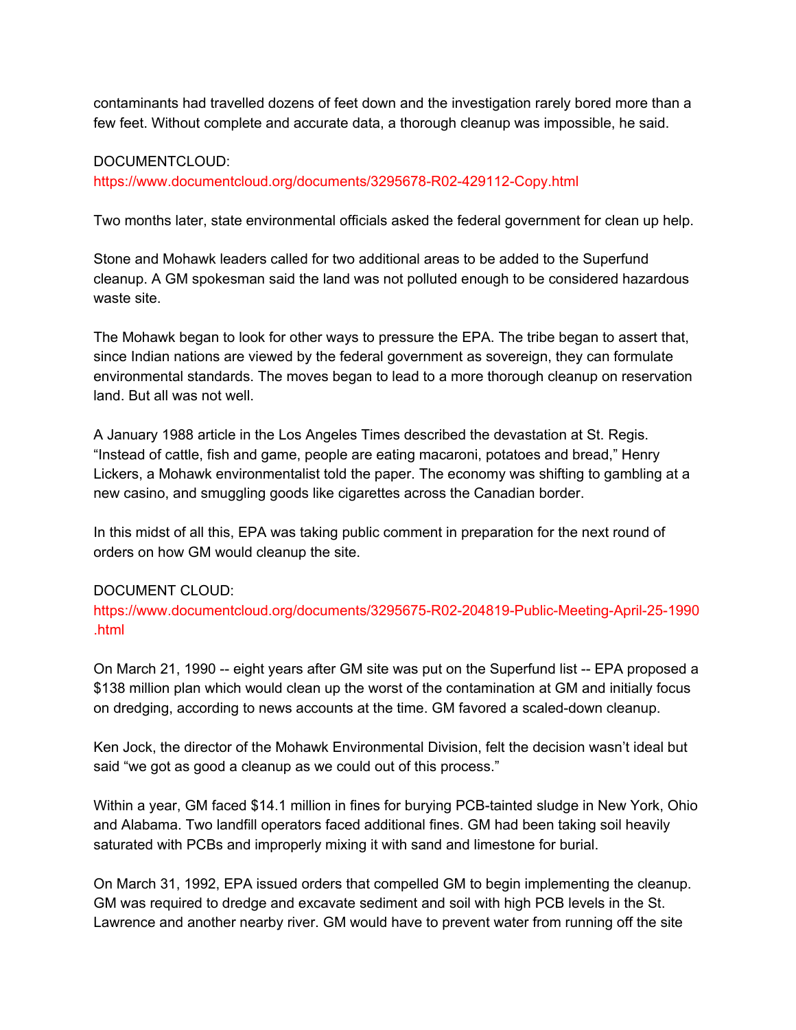contaminants had travelled dozens of feet down and the investigation rarely bored more than a few feet. Without complete and accurate data, a thorough cleanup was impossible, he said.

DOCUMENTCLOUD:
https://www.documentcloud.org/documents/3295678-R02-429112-Copy.html

Two months later, state environmental officials asked the federal government for clean up help.

Stone and Mohawk leaders called for two additional areas to be added to the Superfund cleanup. A GM spokesman said the land was not polluted enough to be considered hazardous waste site.

The Mohawk began to look for other ways to pressure the EPA. The tribe began to assert that, since Indian nations are viewed by the federal government as sovereign, they can formulate environmental standards. The moves began to lead to a more thorough cleanup on reservation land. But all was not well.

A January 1988 article in the Los Angeles Times described the devastation at St. Regis. "Instead of cattle, fish and game, people are eating macaroni, potatoes and bread," Henry Lickers, a Mohawk environmentalist told the paper. The economy was shifting to gambling at a new casino, and smuggling goods like cigarettes across the Canadian border.

In this midst of all this, EPA was taking public comment in preparation for the next round of orders on how GM would cleanup the site.

DOCUMENT CLOUD:
https://www.documentcloud.org/documents/3295675-R02-204819-Public-Meeting-April-25-1990.html

On March 21, 1990 -- eight years after GM site was put on the Superfund list -- EPA proposed a $138 million plan which would clean up the worst of the contamination at GM and initially focus on dredging, according to news accounts at the time. GM favored a scaled-down cleanup.

Ken Jock, the director of the Mohawk Environmental Division, felt the decision wasn't ideal but said "we got as good a cleanup as we could out of this process."

Within a year, GM faced $14.1 million in fines for burying PCB-tainted sludge in New York, Ohio and Alabama. Two landfill operators faced additional fines. GM had been taking soil heavily saturated with PCBs and improperly mixing it with sand and limestone for burial.

On March 31, 1992, EPA issued orders that compelled GM to begin implementing the cleanup. GM was required to dredge and excavate sediment and soil with high PCB levels in the St. Lawrence and another nearby river. GM would have to prevent water from running off the site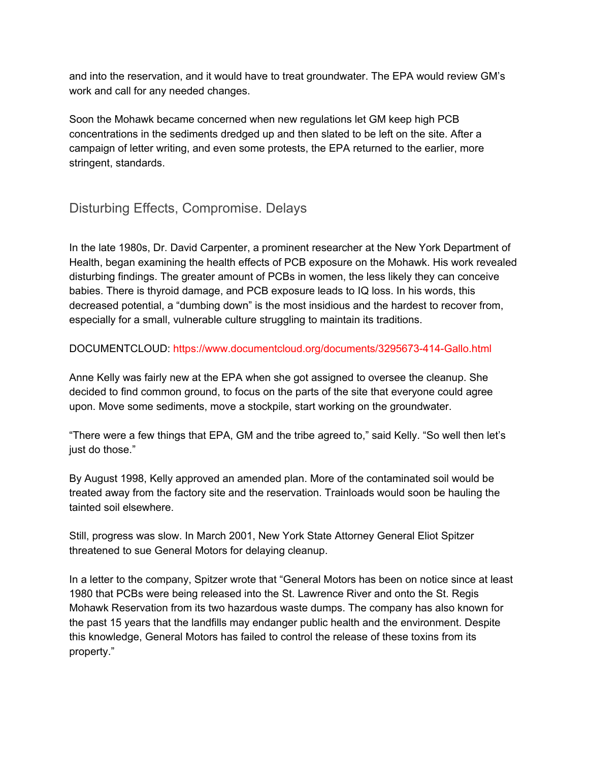and into the reservation, and it would have to treat groundwater. The EPA would review GM's work and call for any needed changes.

Soon the Mohawk became concerned when new regulations let GM keep high PCB concentrations in the sediments dredged up and then slated to be left on the site. After a campaign of letter writing, and even some protests, the EPA returned to the earlier, more stringent, standards.

## Disturbing Effects, Compromise. Delays

In the late 1980s, Dr. David Carpenter, a prominent researcher at the New York Department of Health, began examining the health effects of PCB exposure on the Mohawk. His work revealed disturbing findings. The greater amount of PCBs in women, the less likely they can conceive babies. There is thyroid damage, and PCB exposure leads to IQ loss. In his words, this decreased potential, a "dumbing down" is the most insidious and the hardest to recover from, especially for a small, vulnerable culture struggling to maintain its traditions.

DOCUMENTCLOUD: https://www.documentcloud.org/documents/3295673-414-Gallo.html

Anne Kelly was fairly new at the EPA when she got assigned to oversee the cleanup. She decided to find common ground, to focus on the parts of the site that everyone could agree upon. Move some sediments, move a stockpile, start working on the groundwater.

"There were a few things that EPA, GM and the tribe agreed to," said Kelly. "So well then let's just do those."

By August 1998, Kelly approved an amended plan. More of the contaminated soil would be treated away from the factory site and the reservation. Trainloads would soon be hauling the tainted soil elsewhere.

Still, progress was slow. In March 2001, New York State Attorney General Eliot Spitzer threatened to sue General Motors for delaying cleanup.

In a letter to the company, Spitzer wrote that "General Motors has been on notice since at least 1980 that PCBs were being released into the St. Lawrence River and onto the St. Regis Mohawk Reservation from its two hazardous waste dumps. The company has also known for the past 15 years that the landfills may endanger public health and the environment. Despite this knowledge, General Motors has failed to control the release of these toxins from its property."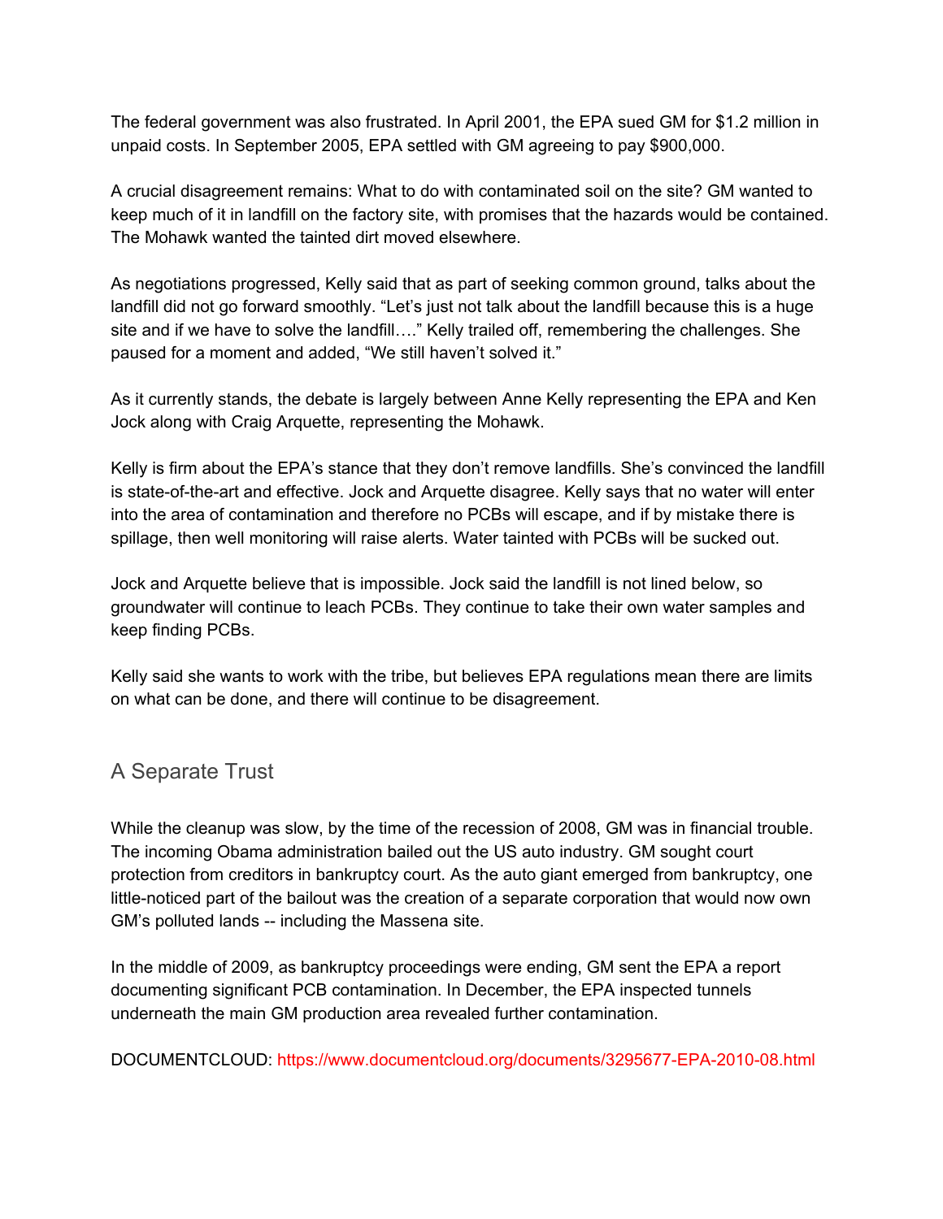The federal government was also frustrated. In April 2001, the EPA sued GM for $1.2 million in unpaid costs. In September 2005, EPA settled with GM agreeing to pay $900,000.

A crucial disagreement remains: What to do with contaminated soil on the site? GM wanted to keep much of it in landfill on the factory site, with promises that the hazards would be contained. The Mohawk wanted the tainted dirt moved elsewhere.

As negotiations progressed, Kelly said that as part of seeking common ground, talks about the landfill did not go forward smoothly. “Let’s just not talk about the landfill because this is a huge site and if we have to solve the landfill….” Kelly trailed off, remembering the challenges. She paused for a moment and added, “We still haven’t solved it.”

As it currently stands, the debate is largely between Anne Kelly representing the EPA and Ken Jock along with Craig Arquette, representing the Mohawk.

Kelly is firm about the EPA’s stance that they don’t remove landfills. She’s convinced the landfill is state-of-the-art and effective. Jock and Arquette disagree. Kelly says that no water will enter into the area of contamination and therefore no PCBs will escape, and if by mistake there is spillage, then well monitoring will raise alerts. Water tainted with PCBs will be sucked out.

Jock and Arquette believe that is impossible. Jock said the landfill is not lined below, so groundwater will continue to leach PCBs. They continue to take their own water samples and keep finding PCBs.

Kelly said she wants to work with the tribe, but believes EPA regulations mean there are limits on what can be done, and there will continue to be disagreement.

## A Separate Trust

While the cleanup was slow, by the time of the recession of 2008, GM was in financial trouble. The incoming Obama administration bailed out the US auto industry. GM sought court protection from creditors in bankruptcy court. As the auto giant emerged from bankruptcy, one little-noticed part of the bailout was the creation of a separate corporation that would now own GM’s polluted lands -- including the Massena site.

In the middle of 2009, as bankruptcy proceedings were ending, GM sent the EPA a report documenting significant PCB contamination. In December, the EPA inspected tunnels underneath the main GM production area revealed further contamination.

DOCUMENTCLOUD: https://www.documentcloud.org/documents/3295677-EPA-2010-08.html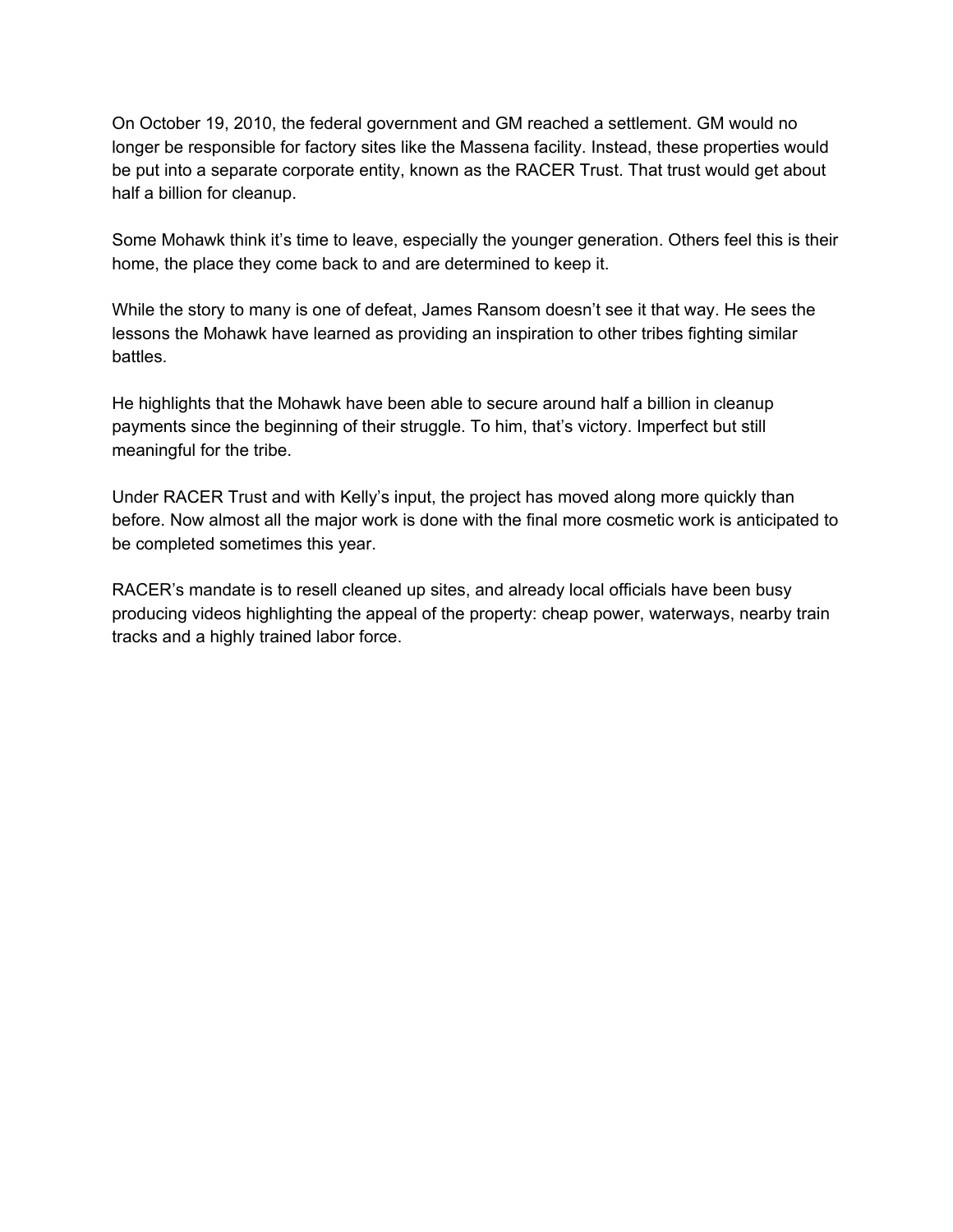On October 19, 2010, the federal government and GM reached a settlement. GM would no longer be responsible for factory sites like the Massena facility. Instead, these properties would be put into a separate corporate entity, known as the RACER Trust. That trust would get about half a billion for cleanup.

Some Mohawk think it's time to leave, especially the younger generation. Others feel this is their home, the place they come back to and are determined to keep it.

While the story to many is one of defeat, James Ransom doesn't see it that way. He sees the lessons the Mohawk have learned as providing an inspiration to other tribes fighting similar battles.

He highlights that the Mohawk have been able to secure around half a billion in cleanup payments since the beginning of their struggle. To him, that's victory. Imperfect but still meaningful for the tribe.

Under RACER Trust and with Kelly's input, the project has moved along more quickly than before. Now almost all the major work is done with the final more cosmetic work is anticipated to be completed sometimes this year.

RACER's mandate is to resell cleaned up sites, and already local officials have been busy producing videos highlighting the appeal of the property: cheap power, waterways, nearby train tracks and a highly trained labor force.